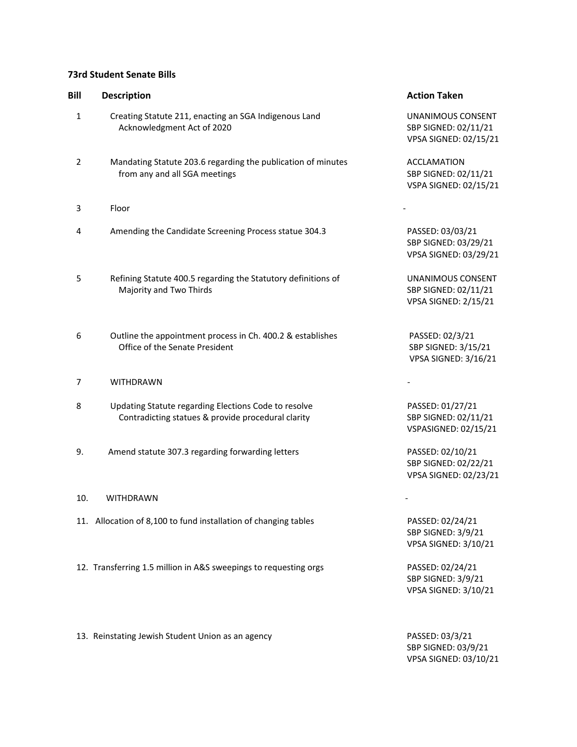**73rd Student Senate Bills**

| Bill | Description | Action Taken |
|---|---|---|
| 1 | Creating Statute 211, enacting an SGA Indigenous Land Acknowledgment Act of 2020 | UNANIMOUS CONSENT<br>SBP SIGNED: 02/11/21<br>VPSA SIGNED: 02/15/21 |
| 2 | Mandating Statute 203.6 regarding the publication of minutes from any and all SGA meetings | ACCLAMATION<br>SBP SIGNED: 02/11/21<br>VSPA SIGNED: 02/15/21 |
| 3 | Floor | - |
| 4 | Amending the Candidate Screening Process statue 304.3 | PASSED: 03/03/21<br>SBP SIGNED: 03/29/21<br>VPSA SIGNED: 03/29/21 |
| 5 | Refining Statute 400.5 regarding the Statutory definitions of Majority and Two Thirds | UNANIMOUS CONSENT<br>SBP SIGNED: 02/11/21<br>VPSA SIGNED: 2/15/21 |
| 6 | Outline the appointment process in Ch. 400.2 & establishes Office of the Senate President | PASSED: 02/3/21<br>SBP SIGNED: 3/15/21<br>VPSA SIGNED: 3/16/21 |
| 7 | WITHDRAWN | - |
| 8 | Updating Statute regarding Elections Code to resolve Contradicting statues & provide procedural clarity | PASSED: 01/27/21<br>SBP SIGNED: 02/11/21<br>VSPASIGNED: 02/15/21 |
| 9. | Amend statute 307.3 regarding forwarding letters | PASSED: 02/10/21<br>SBP SIGNED: 02/22/21<br>VPSA SIGNED: 02/23/21 |
| 10. | WITHDRAWN | - |
| 11. | Allocation of 8,100 to fund installation of changing tables | PASSED: 02/24/21<br>SBP SIGNED: 3/9/21<br>VPSA SIGNED: 3/10/21 |
| 12. | Transferring 1.5 million in A&S sweepings to requesting orgs | PASSED: 02/24/21<br>SBP SIGNED: 3/9/21<br>VPSA SIGNED: 3/10/21 |
| 13. | Reinstating Jewish Student Union as an agency | PASSED: 03/3/21<br>SBP SIGNED: 03/9/21<br>VPSA SIGNED: 03/10/21 |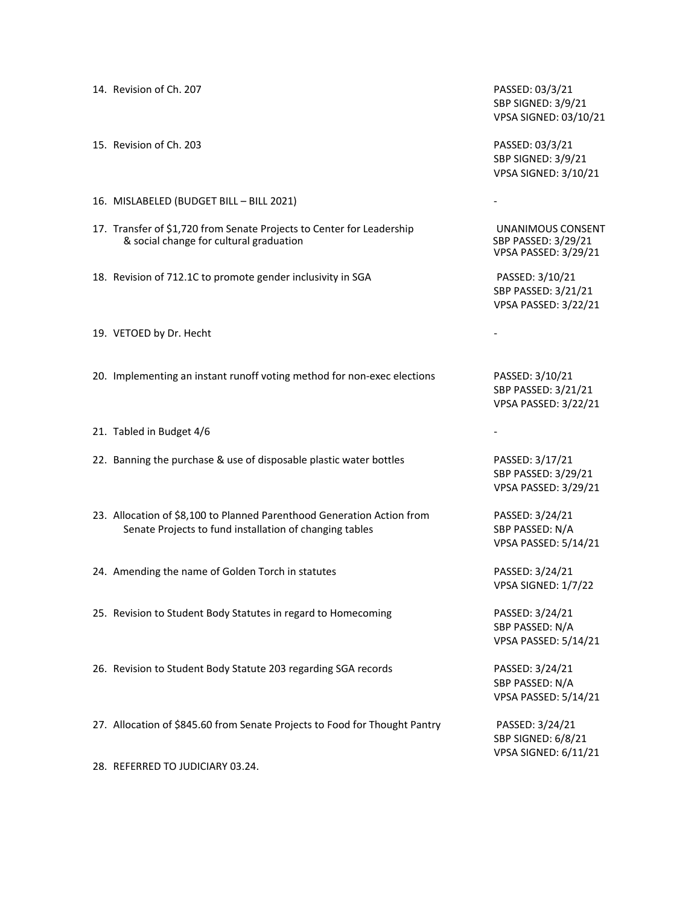| Bill | Status |
|---|---|
| 14. Revision of Ch. 207 | PASSED: 03/3/21<br>SBP SIGNED: 3/9/21<br>VPSA SIGNED: 03/10/21 |
| 15. Revision of Ch. 203 | PASSED: 03/3/21<br>SBP SIGNED: 3/9/21<br>VPSA SIGNED: 3/10/21 |
| 16. MISLABELED (BUDGET BILL – BILL 2021) | - |
| 17. Transfer of $1,720 from Senate Projects to Center for Leadership & social change for cultural graduation | UNANIMOUS CONSENT<br>SBP PASSED: 3/29/21<br>VPSA PASSED: 3/29/21 |
| 18. Revision of 712.1C to promote gender inclusivity in SGA | PASSED: 3/10/21<br>SBP PASSED: 3/21/21<br>VPSA PASSED: 3/22/21 |
| 19. VETOED by Dr. Hecht | - |
| 20. Implementing an instant runoff voting method for non-exec elections | PASSED: 3/10/21<br>SBP PASSED: 3/21/21<br>VPSA PASSED: 3/22/21 |
| 21. Tabled in Budget 4/6 | - |
| 22. Banning the purchase & use of disposable plastic water bottles | PASSED: 3/17/21<br>SBP PASSED: 3/29/21<br>VPSA PASSED: 3/29/21 |
| 23. Allocation of $8,100 to Planned Parenthood Generation Action from Senate Projects to fund installation of changing tables | PASSED: 3/24/21<br>SBP PASSED: N/A<br>VPSA PASSED: 5/14/21 |
| 24. Amending the name of Golden Torch in statutes | PASSED: 3/24/21<br>VPSA SIGNED: 1/7/22 |
| 25. Revision to Student Body Statutes in regard to Homecoming | PASSED: 3/24/21<br>SBP PASSED: N/A<br>VPSA PASSED: 5/14/21 |
| 26. Revision to Student Body Statute 203 regarding SGA records | PASSED: 3/24/21<br>SBP PASSED: N/A<br>VPSA PASSED: 5/14/21 |
| 27. Allocation of $845.60 from Senate Projects to Food for Thought Pantry | PASSED: 3/24/21<br>SBP SIGNED: 6/8/21<br>VPSA SIGNED: 6/11/21 |
| 28. REFERRED TO JUDICIARY 03.24. | |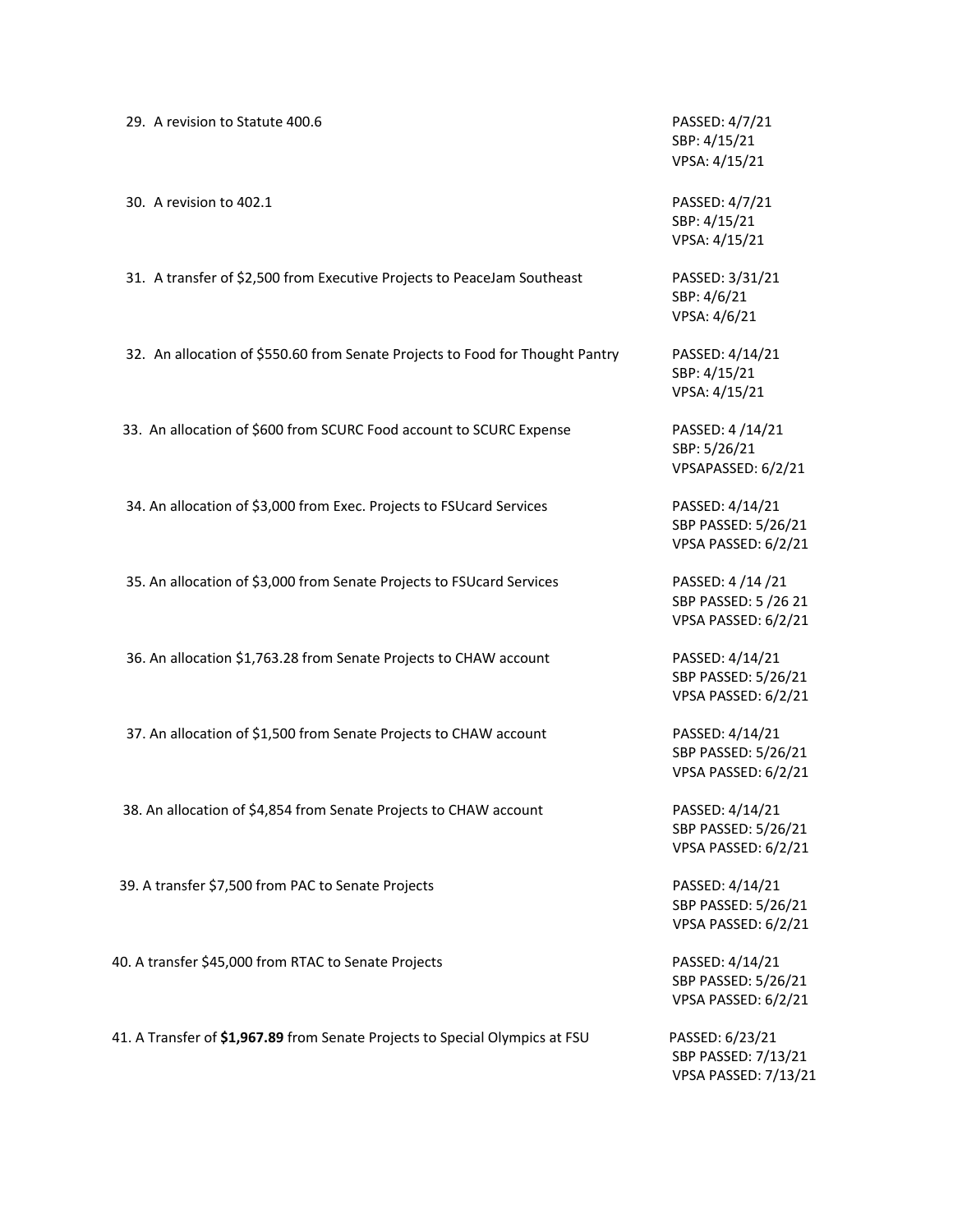| | |
|---|---|
| 29. A revision to Statute 400.6 | PASSED: 4/7/21<br>SBP: 4/15/21<br>VPSA: 4/15/21 |
| 30. A revision to 402.1 | PASSED: 4/7/21<br>SBP: 4/15/21<br>VPSA: 4/15/21 |
| 31. A transfer of $2,500 from Executive Projects to PeaceJam Southeast | PASSED: 3/31/21<br>SBP: 4/6/21<br>VPSA: 4/6/21 |
| 32. An allocation of $550.60 from Senate Projects to Food for Thought Pantry | PASSED: 4/14/21<br>SBP: 4/15/21<br>VPSA: 4/15/21 |
| 33. An allocation of $600 from SCURC Food account to SCURC Expense | PASSED: 4 /14/21<br>SBP: 5/26/21<br>VPSAPASSED: 6/2/21 |
| 34. An allocation of $3,000 from Exec. Projects to FSUcard Services | PASSED: 4/14/21<br>SBP PASSED: 5/26/21<br>VPSA PASSED: 6/2/21 |
| 35. An allocation of $3,000 from Senate Projects to FSUcard Services | PASSED: 4 /14 /21<br>SBP PASSED: 5 /26 21<br>VPSA PASSED: 6/2/21 |
| 36. An allocation $1,763.28 from Senate Projects to CHAW account | PASSED: 4/14/21<br>SBP PASSED: 5/26/21<br>VPSA PASSED: 6/2/21 |
| 37. An allocation of $1,500 from Senate Projects to CHAW account | PASSED: 4/14/21<br>SBP PASSED: 5/26/21<br>VPSA PASSED: 6/2/21 |
| 38. An allocation of $4,854 from Senate Projects to CHAW account | PASSED: 4/14/21<br>SBP PASSED: 5/26/21<br>VPSA PASSED: 6/2/21 |
| 39. A transfer $7,500 from PAC to Senate Projects | PASSED: 4/14/21<br>SBP PASSED: 5/26/21<br>VPSA PASSED: 6/2/21 |
| 40. A transfer $45,000 from RTAC to Senate Projects | PASSED: 4/14/21<br>SBP PASSED: 5/26/21<br>VPSA PASSED: 6/2/21 |
| 41. A Transfer of **$1,967.89** from Senate Projects to Special Olympics at FSU | PASSED: 6/23/21<br>SBP PASSED: 7/13/21<br>VPSA PASSED: 7/13/21 |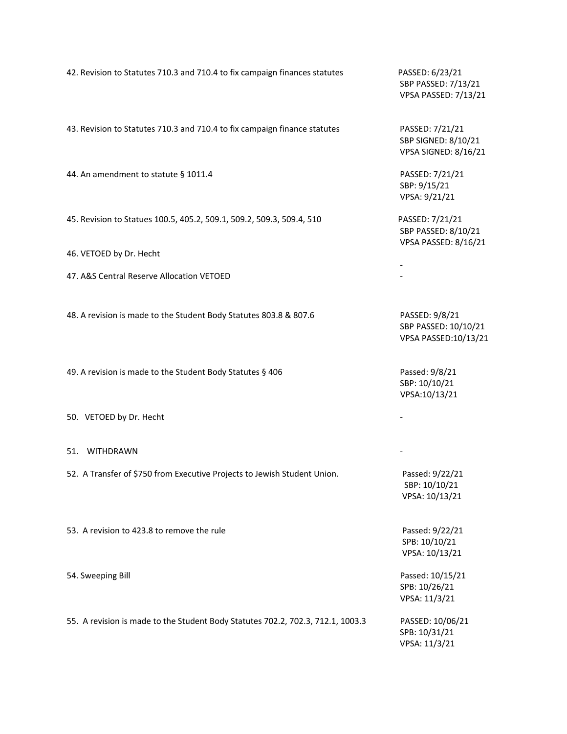| Bill | Status |
|---|---|
| 42. Revision to Statutes 710.3 and 710.4 to fix campaign finances statutes | PASSED: 6/23/21<br>SBP PASSED: 7/13/21<br>VPSA PASSED: 7/13/21 |
| 43. Revision to Statutes 710.3 and 710.4 to fix campaign finance statutes | PASSED: 7/21/21<br>SBP SIGNED: 8/10/21<br>VPSA SIGNED: 8/16/21 |
| 44. An amendment to statute § 1011.4 | PASSED: 7/21/21<br>SBP: 9/15/21<br>VPSA: 9/21/21 |
| 45. Revision to Statues 100.5, 405.2, 509.1, 509.2, 509.3, 509.4, 510 | PASSED: 7/21/21<br>SBP PASSED: 8/10/21<br>VPSA PASSED: 8/16/21 |
| 46. VETOED by Dr. Hecht | - |
| 47. A&S Central Reserve Allocation VETOED | - |
| 48. A revision is made to the Student Body Statutes 803.8 & 807.6 | PASSED: 9/8/21<br>SBP PASSED: 10/10/21<br>VPSA PASSED:10/13/21 |
| 49. A revision is made to the Student Body Statutes § 406 | Passed: 9/8/21<br>SBP: 10/10/21<br>VPSA:10/13/21 |
| 50. VETOED by Dr. Hecht | - |
| 51. WITHDRAWN | - |
| 52. A Transfer of $750 from Executive Projects to Jewish Student Union. | Passed: 9/22/21<br>SBP: 10/10/21<br>VPSA: 10/13/21 |
| 53. A revision to 423.8 to remove the rule | Passed: 9/22/21<br>SPB: 10/10/21<br>VPSA: 10/13/21 |
| 54. Sweeping Bill | Passed: 10/15/21<br>SPB: 10/26/21<br>VPSA: 11/3/21 |
| 55. A revision is made to the Student Body Statutes 702.2, 702.3, 712.1, 1003.3 | PASSED: 10/06/21<br>SPB: 10/31/21<br>VPSA: 11/3/21 |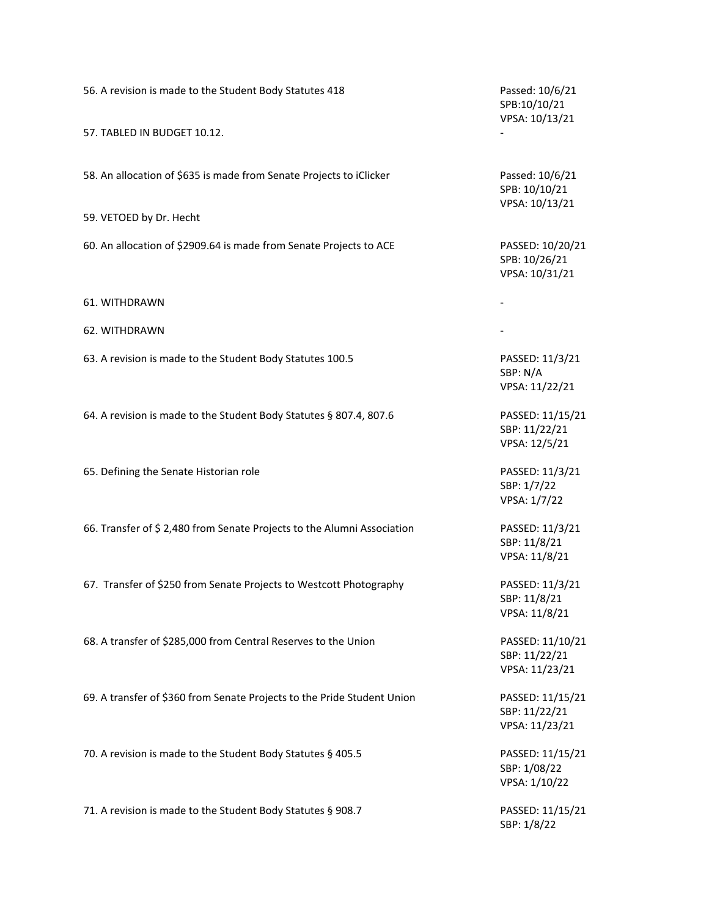| Legislation | Status |
| --- | --- |
| 56. A revision is made to the Student Body Statutes 418 | Passed: 10/6/21<br>SPB:10/10/21<br>VPSA: 10/13/21 |
| 57. TABLED IN BUDGET 10.12. | - |
| 58. An allocation of $635 is made from Senate Projects to iClicker | Passed: 10/6/21<br>SPB: 10/10/21<br>VPSA: 10/13/21 |
| 59. VETOED by Dr. Hecht | |
| 60. An allocation of $2909.64 is made from Senate Projects to ACE | PASSED: 10/20/21<br>SPB: 10/26/21<br>VPSA: 10/31/21 |
| 61. WITHDRAWN | - |
| 62. WITHDRAWN | - |
| 63. A revision is made to the Student Body Statutes 100.5 | PASSED: 11/3/21<br>SBP: N/A<br>VPSA: 11/22/21 |
| 64. A revision is made to the Student Body Statutes § 807.4, 807.6 | PASSED: 11/15/21<br>SBP: 11/22/21<br>VPSA: 12/5/21 |
| 65. Defining the Senate Historian role | PASSED: 11/3/21<br>SBP: 1/7/22<br>VPSA: 1/7/22 |
| 66. Transfer of $ 2,480 from Senate Projects to the Alumni Association | PASSED: 11/3/21<br>SBP: 11/8/21<br>VPSA: 11/8/21 |
| 67. Transfer of $250 from Senate Projects to Westcott Photography | PASSED: 11/3/21<br>SBP: 11/8/21<br>VPSA: 11/8/21 |
| 68. A transfer of $285,000 from Central Reserves to the Union | PASSED: 11/10/21<br>SBP: 11/22/21<br>VPSA: 11/23/21 |
| 69. A transfer of $360 from Senate Projects to the Pride Student Union | PASSED: 11/15/21<br>SBP: 11/22/21<br>VPSA: 11/23/21 |
| 70. A revision is made to the Student Body Statutes § 405.5 | PASSED: 11/15/21<br>SBP: 1/08/22<br>VPSA: 1/10/22 |
| 71. A revision is made to the Student Body Statutes § 908.7 | PASSED: 11/15/21<br>SBP: 1/8/22 |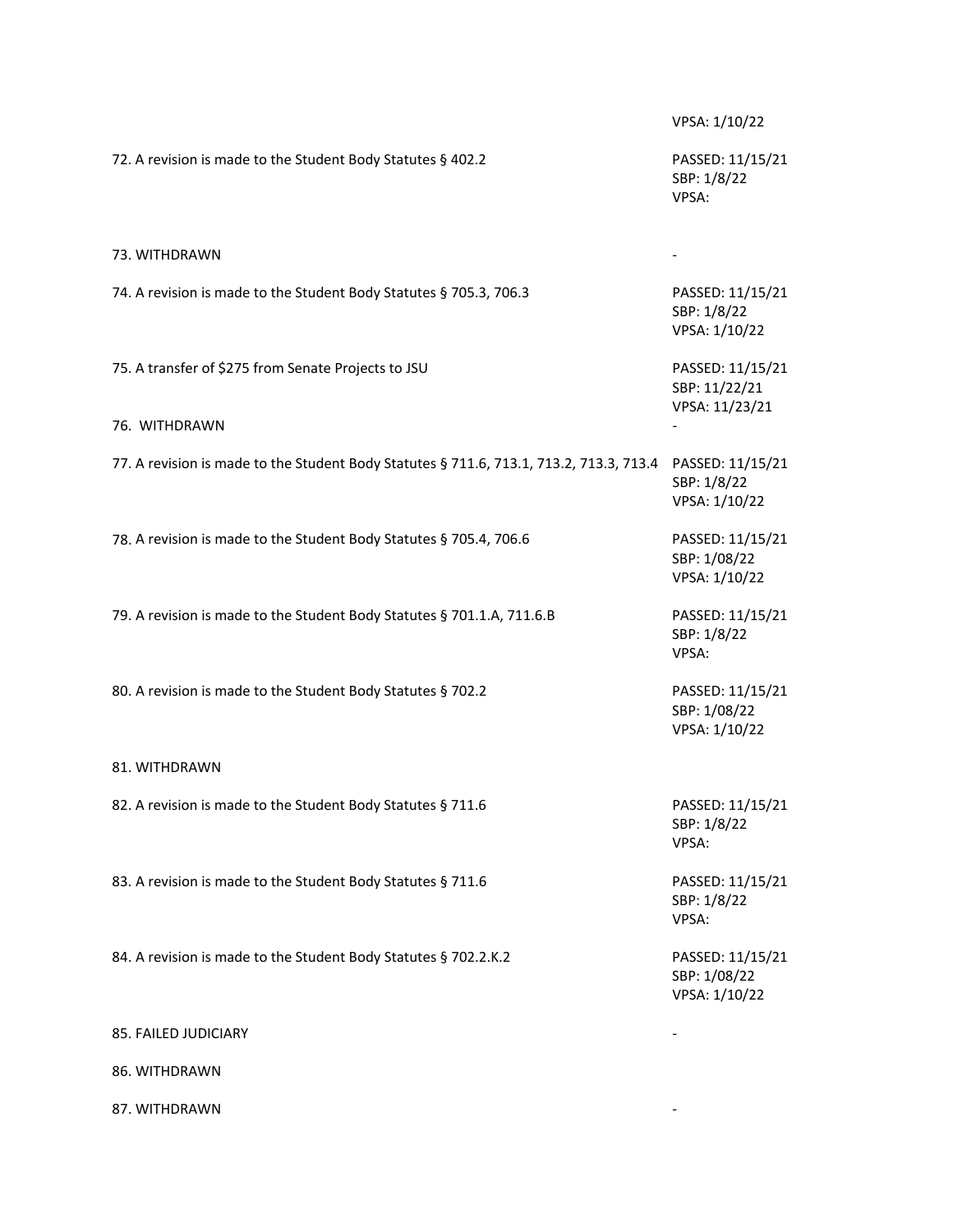| | |
|---|---|
| | VPSA: 1/10/22 |
| 72. A revision is made to the Student Body Statutes § 402.2 | PASSED: 11/15/21<br>SBP: 1/8/22<br>VPSA: |
| 73. WITHDRAWN | - |
| 74. A revision is made to the Student Body Statutes § 705.3, 706.3 | PASSED: 11/15/21<br>SBP: 1/8/22<br>VPSA: 1/10/22 |
| 75. A transfer of $275 from Senate Projects to JSU | PASSED: 11/15/21<br>SBP: 11/22/21<br>VPSA: 11/23/21 |
| 76. WITHDRAWN | - |
| 77. A revision is made to the Student Body Statutes § 711.6, 713.1, 713.2, 713.3, 713.4 | PASSED: 11/15/21<br>SBP: 1/8/22<br>VPSA: 1/10/22 |
| 78. A revision is made to the Student Body Statutes § 705.4, 706.6 | PASSED: 11/15/21<br>SBP: 1/08/22<br>VPSA: 1/10/22 |
| 79. A revision is made to the Student Body Statutes § 701.1.A, 711.6.B | PASSED: 11/15/21<br>SBP: 1/8/22<br>VPSA: |
| 80. A revision is made to the Student Body Statutes § 702.2 | PASSED: 11/15/21<br>SBP: 1/08/22<br>VPSA: 1/10/22 |
| 81. WITHDRAWN | |
| 82. A revision is made to the Student Body Statutes § 711.6 | PASSED: 11/15/21<br>SBP: 1/8/22<br>VPSA: |
| 83. A revision is made to the Student Body Statutes § 711.6 | PASSED: 11/15/21<br>SBP: 1/8/22<br>VPSA: |
| 84. A revision is made to the Student Body Statutes § 702.2.K.2 | PASSED: 11/15/21<br>SBP: 1/08/22<br>VPSA: 1/10/22 |
| 85. FAILED JUDICIARY | - |
| 86. WITHDRAWN | |
| 87. WITHDRAWN | - |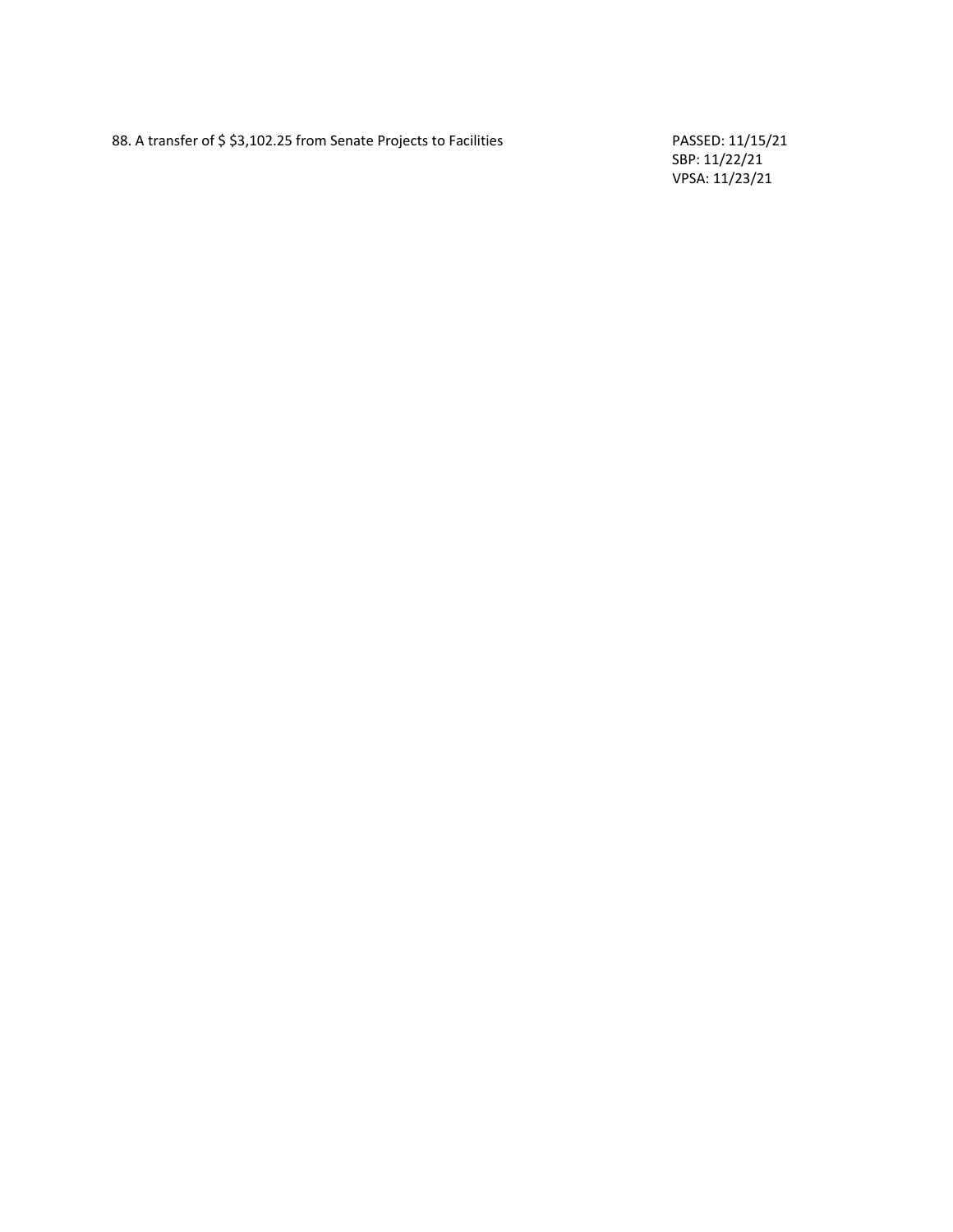88. A transfer of $ $3,102.25 from Senate Projects to Facilities

PASSED: 11/15/21
SBP: 11/22/21
VPSA: 11/23/21